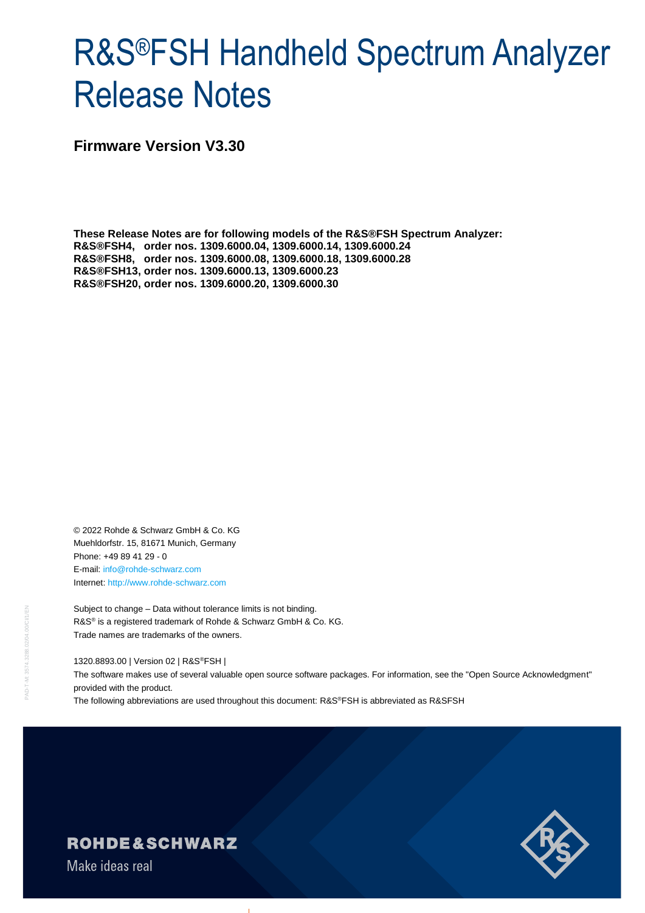# R&S®FSH Handheld Spectrum Analyzer Release Notes

## Firmware Version V3.30

**These Release Notes are for following models of the R&S®FSH Spectrum Analyzer:**
**R&S®FSH4, order nos. 1309.6000.04, 1309.6000.14, 1309.6000.24**
**R&S®FSH8, order nos. 1309.6000.08, 1309.6000.18, 1309.6000.28**
**R&S®FSH13, order nos. 1309.6000.13, 1309.6000.23**
**R&S®FSH20, order nos. 1309.6000.20, 1309.6000.30**

© 2022 Rohde & Schwarz GmbH & Co. KG
Muehldorfstr. 15, 81671 Munich, Germany
Phone: +49 89 41 29 - 0
E-mail: info@rohde-schwarz.com
Internet: http://www.rohde-schwarz.com

Subject to change – Data without tolerance limits is not binding.
R&S® is a registered trademark of Rohde & Schwarz GmbH & Co. KG.
Trade names are trademarks of the owners.

1320.8893.00 | Version 02 | R&S®FSH |
The software makes use of several valuable open source software packages. For information, see the "Open Source Acknowledgment" provided with the product.
The following abbreviations are used throughout this document: R&S®FSH is abbreviated as R&SFSH

ROHDE&SCHWARZ
Make ideas real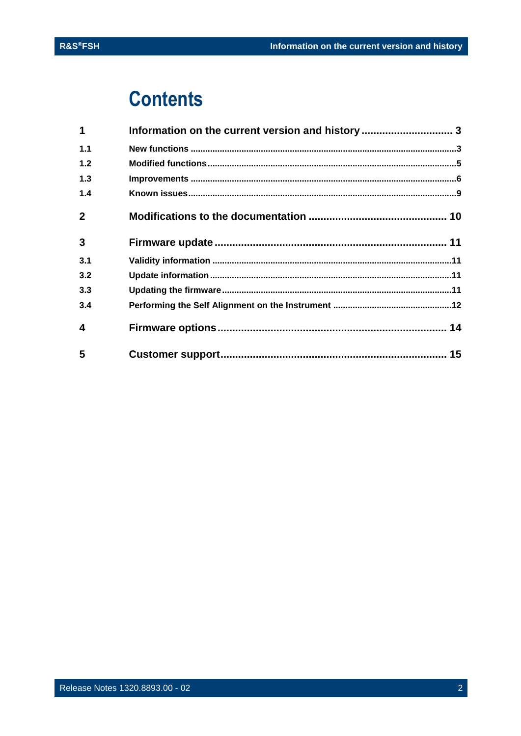# Contents

| | | |
|---|---|---|
| **1** | **Information on the current version and history** | **3** |
| 1.1 | New functions | 3 |
| 1.2 | Modified functions | 5 |
| 1.3 | Improvements | 6 |
| 1.4 | Known issues | 9 |
| **2** | **Modifications to the documentation** | **10** |
| **3** | **Firmware update** | **11** |
| 3.1 | Validity information | 11 |
| 3.2 | Update information | 11 |
| 3.3 | Updating the firmware | 11 |
| 3.4 | Performing the Self Alignment on the Instrument | 12 |
| **4** | **Firmware options** | **14** |
| **5** | **Customer support** | **15** |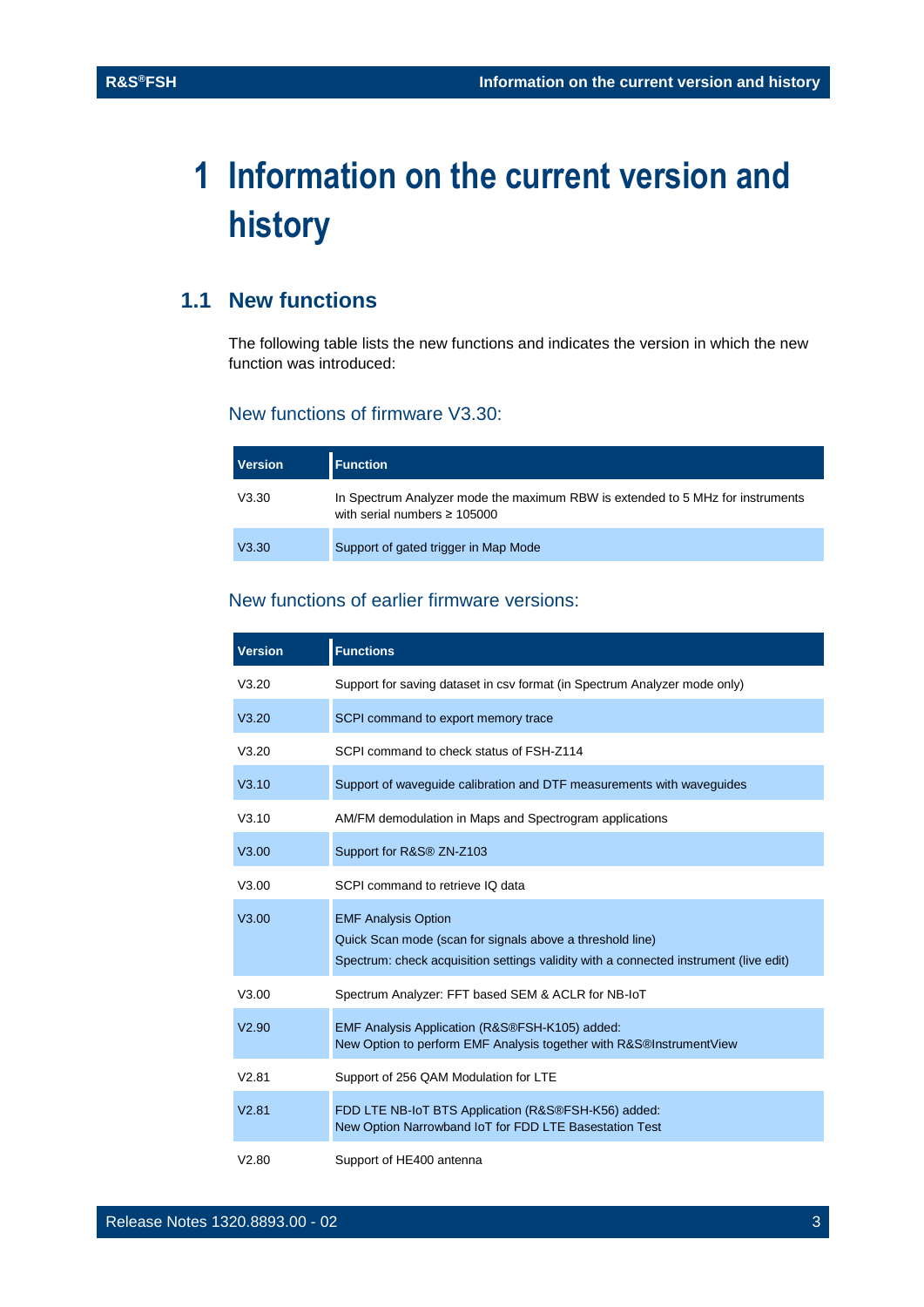# 1 Information on the current version and history

## 1.1 New functions

The following table lists the new functions and indicates the version in which the new function was introduced:

### New functions of firmware V3.30:

| Version | Function |
| --- | --- |
| V3.30 | In Spectrum Analyzer mode the maximum RBW is extended to 5 MHz for instruments with serial numbers ≥ 105000 |
| V3.30 | Support of gated trigger in Map Mode |

### New functions of earlier firmware versions:

| Version | Functions |
| --- | --- |
| V3.20 | Support for saving dataset in csv format (in Spectrum Analyzer mode only) |
| V3.20 | SCPI command to export memory trace |
| V3.20 | SCPI command to check status of FSH-Z114 |
| V3.10 | Support of waveguide calibration and DTF measurements with waveguides |
| V3.10 | AM/FM demodulation in Maps and Spectrogram applications |
| V3.00 | Support for R&S® ZN-Z103 |
| V3.00 | SCPI command to retrieve IQ data |
| V3.00 | EMF Analysis Option<br>Quick Scan mode (scan for signals above a threshold line)<br>Spectrum: check acquisition settings validity with a connected instrument (live edit) |
| V3.00 | Spectrum Analyzer: FFT based SEM & ACLR for NB-IoT |
| V2.90 | EMF Analysis Application (R&S®FSH-K105) added:<br>New Option to perform EMF Analysis together with R&S®InstrumentView |
| V2.81 | Support of 256 QAM Modulation for LTE |
| V2.81 | FDD LTE NB-IoT BTS Application (R&S®FSH-K56) added:<br>New Option Narrowband IoT for FDD LTE Basestation Test |
| V2.80 | Support of HE400 antenna |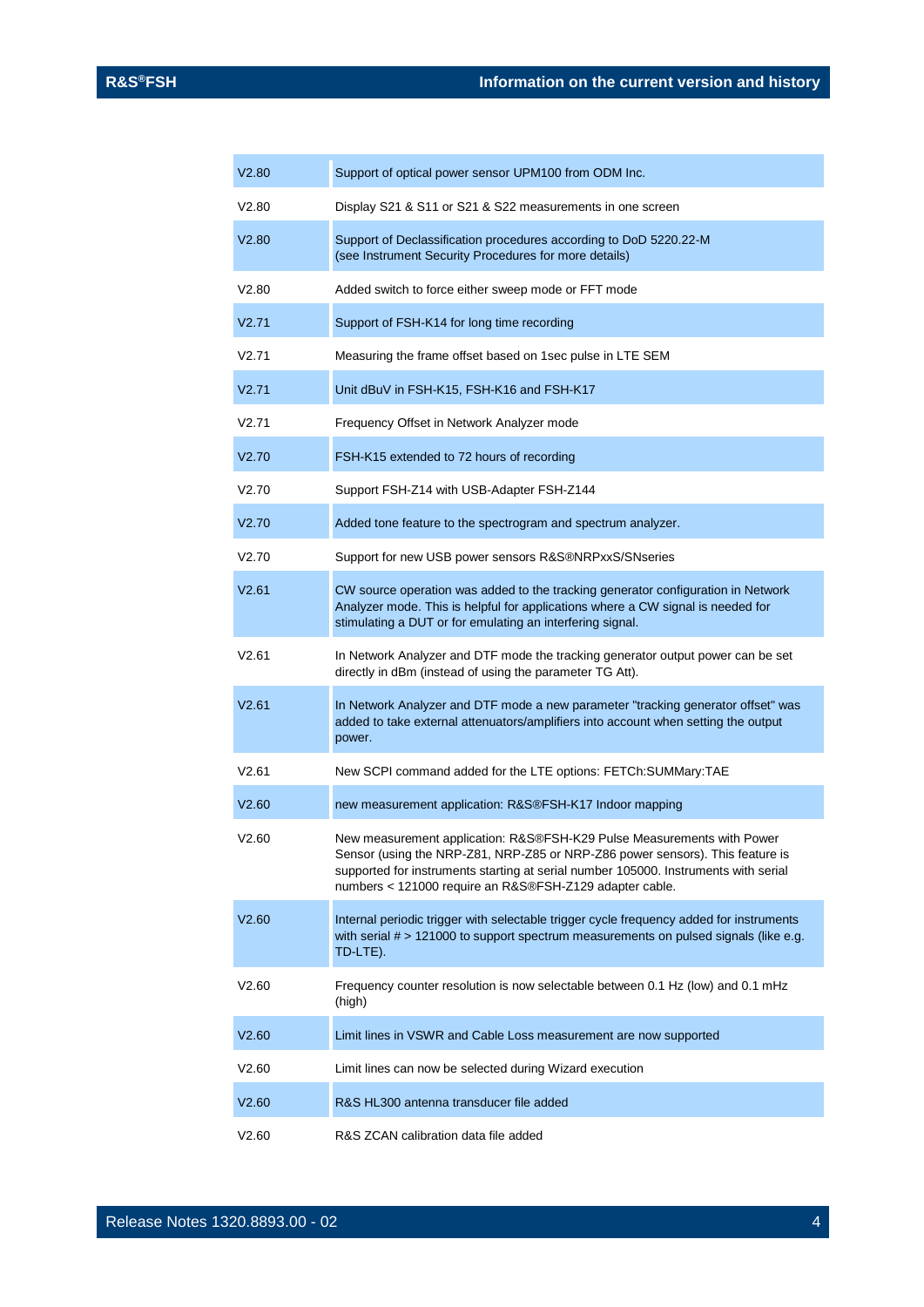| | |
|---|---|
| V2.80 | Support of optical power sensor UPM100 from ODM Inc. |
| V2.80 | Display S21 & S11 or S21 & S22 measurements in one screen |
| V2.80 | Support of Declassification procedures according to DoD 5220.22-M (see Instrument Security Procedures for more details) |
| V2.80 | Added switch to force either sweep mode or FFT mode |
| V2.71 | Support of FSH-K14 for long time recording |
| V2.71 | Measuring the frame offset based on 1sec pulse in LTE SEM |
| V2.71 | Unit dBuV in FSH-K15, FSH-K16 and FSH-K17 |
| V2.71 | Frequency Offset in Network Analyzer mode |
| V2.70 | FSH-K15 extended to 72 hours of recording |
| V2.70 | Support FSH-Z14 with USB-Adapter FSH-Z144 |
| V2.70 | Added tone feature to the spectrogram and spectrum analyzer. |
| V2.70 | Support for new USB power sensors R&S®NRPxxS/SNseries |
| V2.61 | CW source operation was added to the tracking generator configuration in Network Analyzer mode. This is helpful for applications where a CW signal is needed for stimulating a DUT or for emulating an interfering signal. |
| V2.61 | In Network Analyzer and DTF mode the tracking generator output power can be set directly in dBm (instead of using the parameter TG Att). |
| V2.61 | In Network Analyzer and DTF mode a new parameter "tracking generator offset" was added to take external attenuators/amplifiers into account when setting the output power. |
| V2.61 | New SCPI command added for the LTE options: FETCh:SUMMary:TAE |
| V2.60 | new measurement application: R&S®FSH-K17 Indoor mapping |
| V2.60 | New measurement application: R&S®FSH-K29 Pulse Measurements with Power Sensor (using the NRP-Z81, NRP-Z85 or NRP-Z86 power sensors). This feature is supported for instruments starting at serial number 105000. Instruments with serial numbers < 121000 require an R&S®FSH-Z129 adapter cable. |
| V2.60 | Internal periodic trigger with selectable trigger cycle frequency added for instruments with serial # > 121000 to support spectrum measurements on pulsed signals (like e.g. TD-LTE). |
| V2.60 | Frequency counter resolution is now selectable between 0.1 Hz (low) and 0.1 mHz (high) |
| V2.60 | Limit lines in VSWR and Cable Loss measurement are now supported |
| V2.60 | Limit lines can now be selected during Wizard execution |
| V2.60 | R&S HL300 antenna transducer file added |
| V2.60 | R&S ZCAN calibration data file added |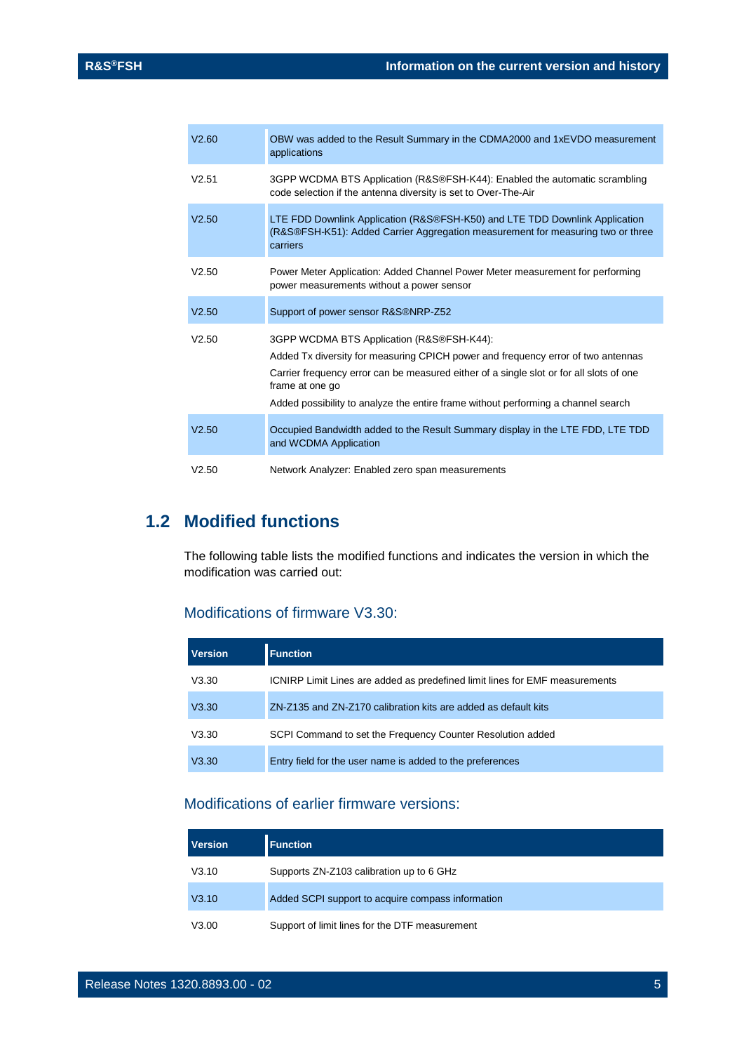| | |
|---|---|
| V2.60 | OBW was added to the Result Summary in the CDMA2000 and 1xEVDO measurement applications |
| V2.51 | 3GPP WCDMA BTS Application (R&S®FSH-K44): Enabled the automatic scrambling code selection if the antenna diversity is set to Over-The-Air |
| V2.50 | LTE FDD Downlink Application (R&S®FSH-K50) and LTE TDD Downlink Application (R&S®FSH-K51): Added Carrier Aggregation measurement for measuring two or three carriers |
| V2.50 | Power Meter Application: Added Channel Power Meter measurement for performing power measurements without a power sensor |
| V2.50 | Support of power sensor R&S®NRP-Z52 |
| V2.50 | 3GPP WCDMA BTS Application (R&S®FSH-K44):<br>Added Tx diversity for measuring CPICH power and frequency error of two antennas<br>Carrier frequency error can be measured either of a single slot or for all slots of one frame at one go<br>Added possibility to analyze the entire frame without performing a channel search |
| V2.50 | Occupied Bandwidth added to the Result Summary display in the LTE FDD, LTE TDD and WCDMA Application |
| V2.50 | Network Analyzer: Enabled zero span measurements |

## 1.2 Modified functions

The following table lists the modified functions and indicates the version in which the modification was carried out:

### Modifications of firmware V3.30:

| Version | Function |
|---|---|
| V3.30 | ICNIRP Limit Lines are added as predefined limit lines for EMF measurements |
| V3.30 | ZN-Z135 and ZN-Z170 calibration kits are added as default kits |
| V3.30 | SCPI Command to set the Frequency Counter Resolution added |
| V3.30 | Entry field for the user name is added to the preferences |

### Modifications of earlier firmware versions:

| Version | Function |
|---|---|
| V3.10 | Supports ZN-Z103 calibration up to 6 GHz |
| V3.10 | Added SCPI support to acquire compass information |
| V3.00 | Support of limit lines for the DTF measurement |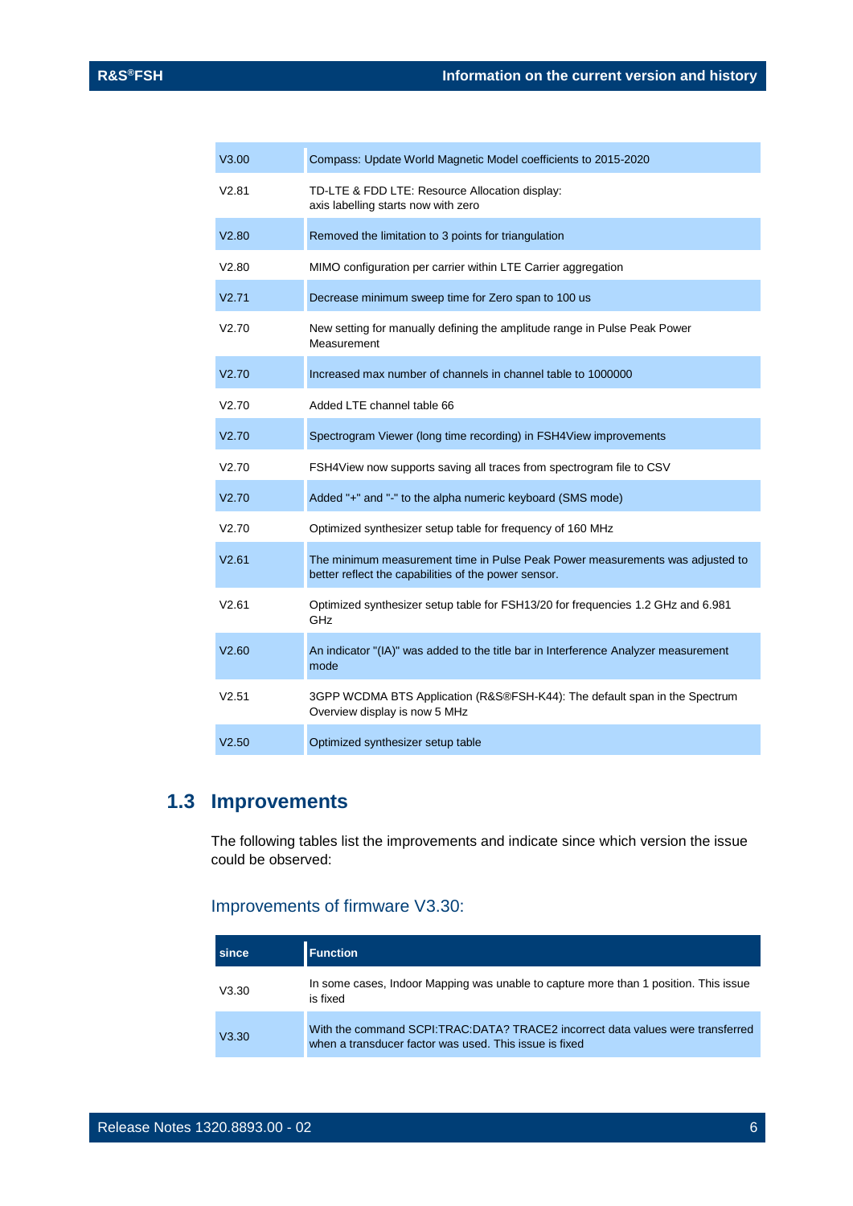| | |
|---|---|
| V3.00 | Compass: Update World Magnetic Model coefficients to 2015-2020 |
| V2.81 | TD-LTE & FDD LTE: Resource Allocation display: axis labelling starts now with zero |
| V2.80 | Removed the limitation to 3 points for triangulation |
| V2.80 | MIMO configuration per carrier within LTE Carrier aggregation |
| V2.71 | Decrease minimum sweep time for Zero span to 100 us |
| V2.70 | New setting for manually defining the amplitude range in Pulse Peak Power Measurement |
| V2.70 | Increased max number of channels in channel table to 1000000 |
| V2.70 | Added LTE channel table 66 |
| V2.70 | Spectrogram Viewer (long time recording) in FSH4View improvements |
| V2.70 | FSH4View now supports saving all traces from spectrogram file to CSV |
| V2.70 | Added "+" and "-" to the alpha numeric keyboard (SMS mode) |
| V2.70 | Optimized synthesizer setup table for frequency of 160 MHz |
| V2.61 | The minimum measurement time in Pulse Peak Power measurements was adjusted to better reflect the capabilities of the power sensor. |
| V2.61 | Optimized synthesizer setup table for FSH13/20 for frequencies 1.2 GHz and 6.981 GHz |
| V2.60 | An indicator "(IA)" was added to the title bar in Interference Analyzer measurement mode |
| V2.51 | 3GPP WCDMA BTS Application (R&S®FSH-K44): The default span in the Spectrum Overview display is now 5 MHz |
| V2.50 | Optimized synthesizer setup table |

## 1.3 Improvements

The following tables list the improvements and indicate since which version the issue could be observed:

### Improvements of firmware V3.30:

| since | Function |
|---|---|
| V3.30 | In some cases, Indoor Mapping was unable to capture more than 1 position. This issue is fixed |
| V3.30 | With the command SCPI:TRAC:DATA? TRACE2 incorrect data values were transferred when a transducer factor was used. This issue is fixed |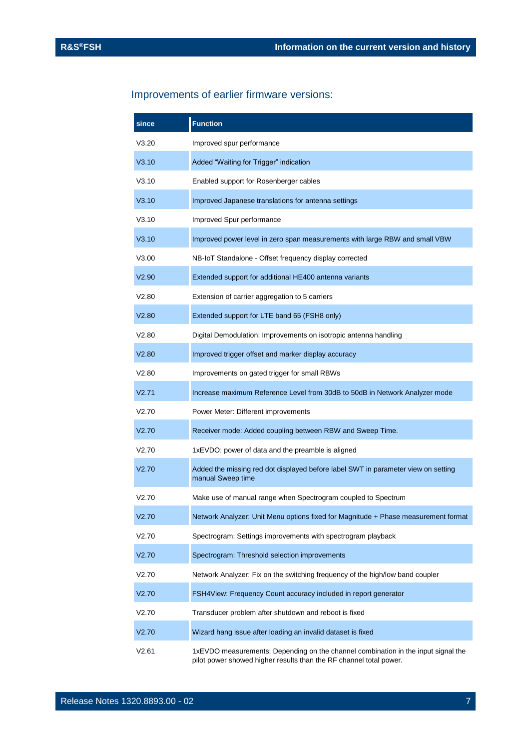## Improvements of earlier firmware versions:

| since | Function |
|---|---|
| V3.20 | Improved spur performance |
| V3.10 | Added “Waiting for Trigger” indication |
| V3.10 | Enabled support for Rosenberger cables |
| V3.10 | Improved Japanese translations for antenna settings |
| V3.10 | Improved Spur performance |
| V3.10 | Improved power level in zero span measurements with large RBW and small VBW |
| V3.00 | NB-IoT Standalone - Offset frequency display corrected |
| V2.90 | Extended support for additional HE400 antenna variants |
| V2.80 | Extension of carrier aggregation to 5 carriers |
| V2.80 | Extended support for LTE band 65 (FSH8 only) |
| V2.80 | Digital Demodulation: Improvements on isotropic antenna handling |
| V2.80 | Improved trigger offset and marker display accuracy |
| V2.80 | Improvements on gated trigger for small RBWs |
| V2.71 | Increase maximum Reference Level from 30dB to 50dB in Network Analyzer mode |
| V2.70 | Power Meter: Different improvements |
| V2.70 | Receiver mode: Added coupling between RBW and Sweep Time. |
| V2.70 | 1xEVDO: power of data and the preamble is aligned |
| V2.70 | Added the missing red dot displayed before label SWT in parameter view on setting manual Sweep time |
| V2.70 | Make use of manual range when Spectrogram coupled to Spectrum |
| V2.70 | Network Analyzer: Unit Menu options fixed for Magnitude + Phase measurement format |
| V2.70 | Spectrogram: Settings improvements with spectrogram playback |
| V2.70 | Spectrogram: Threshold selection improvements |
| V2.70 | Network Analyzer: Fix on the switching frequency of the high/low band coupler |
| V2.70 | FSH4View: Frequency Count accuracy included in report generator |
| V2.70 | Transducer problem after shutdown and reboot is fixed |
| V2.70 | Wizard hang issue after loading an invalid dataset is fixed |
| V2.61 | 1xEVDO measurements: Depending on the channel combination in the input signal the pilot power showed higher results than the RF channel total power. |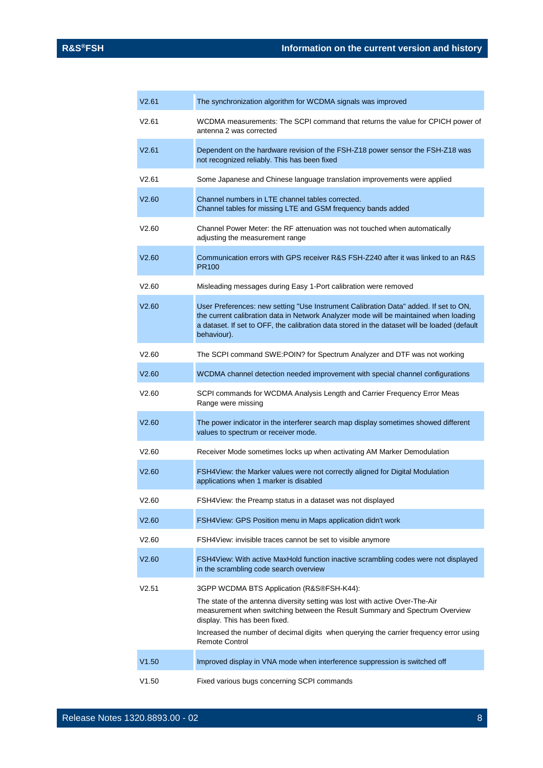| | |
|---|---|
| V2.61 | The synchronization algorithm for WCDMA signals was improved |
| V2.61 | WCDMA measurements: The SCPI command that returns the value for CPICH power of antenna 2 was corrected |
| V2.61 | Dependent on the hardware revision of the FSH-Z18 power sensor the FSH-Z18 was not recognized reliably. This has been fixed |
| V2.61 | Some Japanese and Chinese language translation improvements were applied |
| V2.60 | Channel numbers in LTE channel tables corrected.<br>Channel tables for missing LTE and GSM frequency bands added |
| V2.60 | Channel Power Meter: the RF attenuation was not touched when automatically adjusting the measurement range |
| V2.60 | Communication errors with GPS receiver R&S FSH-Z240 after it was linked to an R&S PR100 |
| V2.60 | Misleading messages during Easy 1-Port calibration were removed |
| V2.60 | User Preferences: new setting "Use Instrument Calibration Data" added. If set to ON, the current calibration data in Network Analyzer mode will be maintained when loading a dataset. If set to OFF, the calibration data stored in the dataset will be loaded (default behaviour). |
| V2.60 | The SCPI command SWE:POIN? for Spectrum Analyzer and DTF was not working |
| V2.60 | WCDMA channel detection needed improvement with special channel configurations |
| V2.60 | SCPI commands for WCDMA Analysis Length and Carrier Frequency Error Meas Range were missing |
| V2.60 | The power indicator in the interferer search map display sometimes showed different values to spectrum or receiver mode. |
| V2.60 | Receiver Mode sometimes locks up when activating AM Marker Demodulation |
| V2.60 | FSH4View: the Marker values were not correctly aligned for Digital Modulation applications when 1 marker is disabled |
| V2.60 | FSH4View: the Preamp status in a dataset was not displayed |
| V2.60 | FSH4View: GPS Position menu in Maps application didn't work |
| V2.60 | FSH4View: invisible traces cannot be set to visible anymore |
| V2.60 | FSH4View: With active MaxHold function inactive scrambling codes were not displayed in the scrambling code search overview |
| V2.51 | 3GPP WCDMA BTS Application (R&S®FSH-K44):<br>The state of the antenna diversity setting was lost with active Over-The-Air measurement when switching between the Result Summary and Spectrum Overview display. This has been fixed.<br>Increased the number of decimal digits when querying the carrier frequency error using Remote Control |
| V1.50 | Improved display in VNA mode when interference suppression is switched off |
| V1.50 | Fixed various bugs concerning SCPI commands |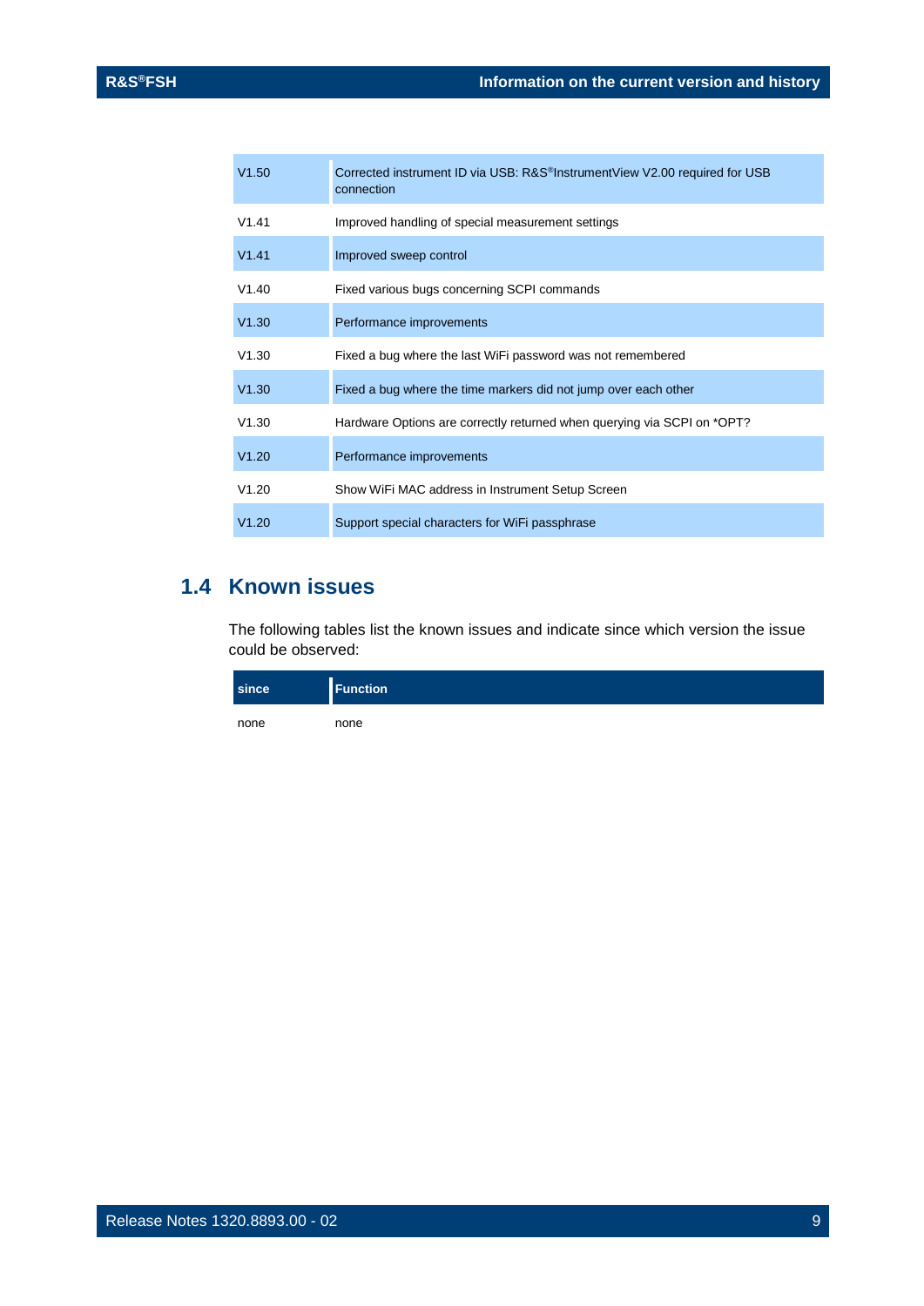| | |
|---|---|
| V1.50 | Corrected instrument ID via USB: R&S®InstrumentView V2.00 required for USB connection |
| V1.41 | Improved handling of special measurement settings |
| V1.41 | Improved sweep control |
| V1.40 | Fixed various bugs concerning SCPI commands |
| V1.30 | Performance improvements |
| V1.30 | Fixed a bug where the last WiFi password was not remembered |
| V1.30 | Fixed a bug where the time markers did not jump over each other |
| V1.30 | Hardware Options are correctly returned when querying via SCPI on *OPT? |
| V1.20 | Performance improvements |
| V1.20 | Show WiFi MAC address in Instrument Setup Screen |
| V1.20 | Support special characters for WiFi passphrase |

## 1.4 Known issues

The following tables list the known issues and indicate since which version the issue could be observed:

| since | Function |
|---|---|
| none | none |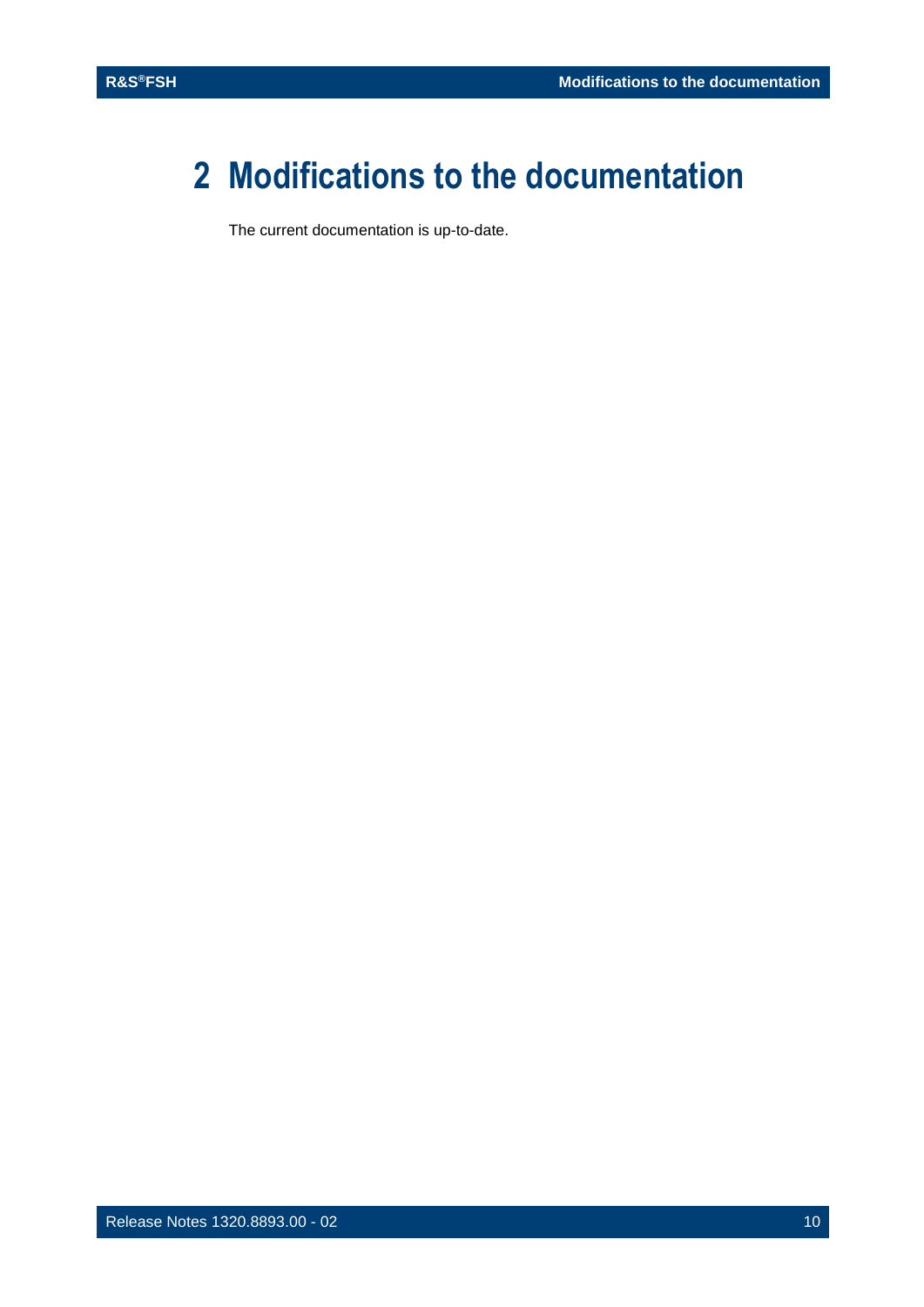# 2 Modifications to the documentation

The current documentation is up-to-date.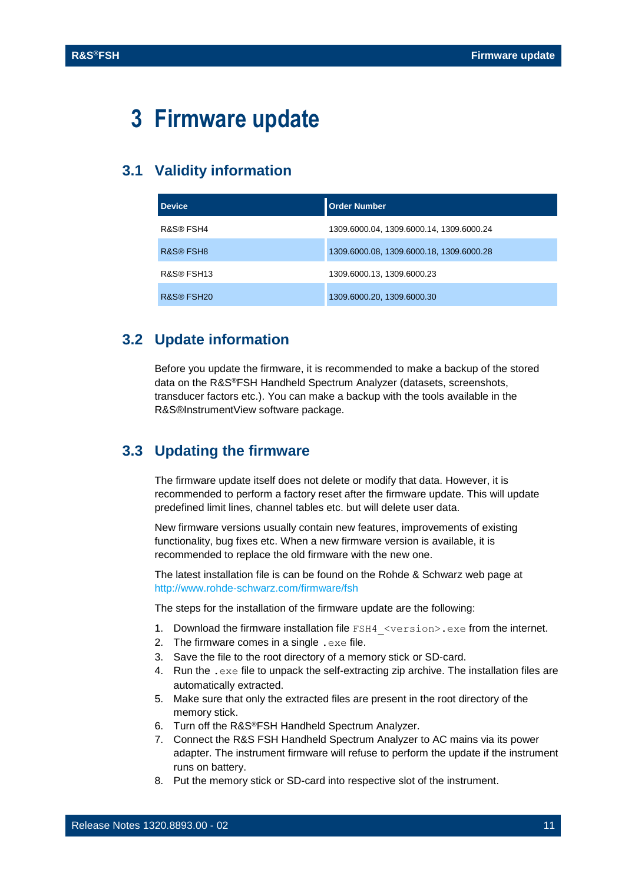# 3 Firmware update

## 3.1 Validity information

| Device | Order Number |
|---|---|
| R&S® FSH4 | 1309.6000.04, 1309.6000.14, 1309.6000.24 |
| R&S® FSH8 | 1309.6000.08, 1309.6000.18, 1309.6000.28 |
| R&S® FSH13 | 1309.6000.13, 1309.6000.23 |
| R&S® FSH20 | 1309.6000.20, 1309.6000.30 |

## 3.2 Update information

Before you update the firmware, it is recommended to make a backup of the stored data on the R&S®FSH Handheld Spectrum Analyzer (datasets, screenshots, transducer factors etc.). You can make a backup with the tools available in the R&S®InstrumentView software package.

## 3.3 Updating the firmware

The firmware update itself does not delete or modify that data. However, it is recommended to perform a factory reset after the firmware update. This will update predefined limit lines, channel tables etc. but will delete user data.

New firmware versions usually contain new features, improvements of existing functionality, bug fixes etc. When a new firmware version is available, it is recommended to replace the old firmware with the new one.

The latest installation file is can be found on the Rohde & Schwarz web page at http://www.rohde-schwarz.com/firmware/fsh

The steps for the installation of the firmware update are the following:

1. Download the firmware installation file `FSH4_<version>.exe` from the internet.
2. The firmware comes in a single `.exe` file.
3. Save the file to the root directory of a memory stick or SD-card.
4. Run the `.exe` file to unpack the self-extracting zip archive. The installation files are automatically extracted.
5. Make sure that only the extracted files are present in the root directory of the memory stick.
6. Turn off the R&S®FSH Handheld Spectrum Analyzer.
7. Connect the R&S FSH Handheld Spectrum Analyzer to AC mains via its power adapter. The instrument firmware will refuse to perform the update if the instrument runs on battery.
8. Put the memory stick or SD-card into respective slot of the instrument.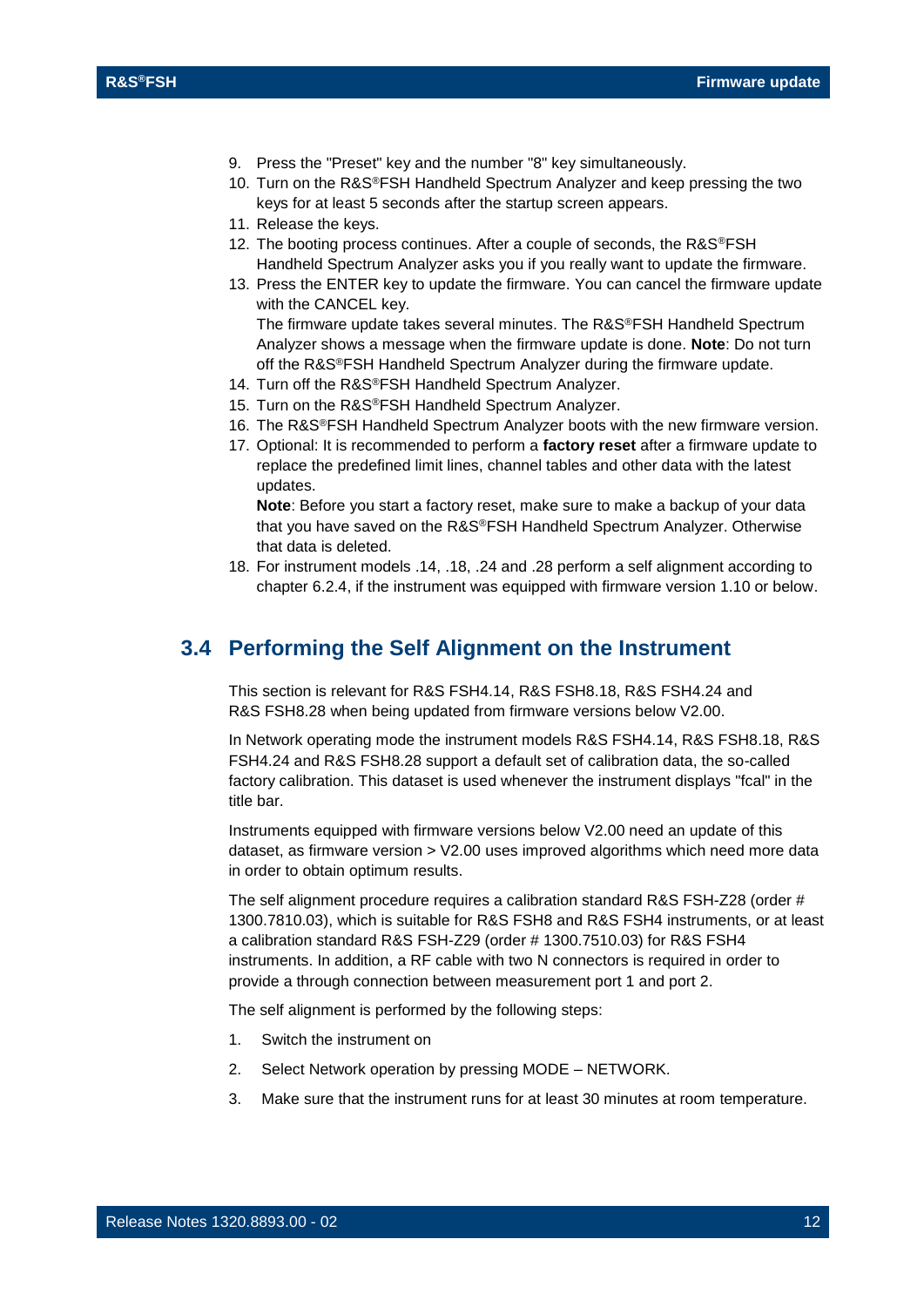9. Press the "Preset" key and the number "8" key simultaneously.
10. Turn on the R&S®FSH Handheld Spectrum Analyzer and keep pressing the two keys for at least 5 seconds after the startup screen appears.
11. Release the keys.
12. The booting process continues. After a couple of seconds, the R&S®FSH Handheld Spectrum Analyzer asks you if you really want to update the firmware.
13. Press the ENTER key to update the firmware. You can cancel the firmware update with the CANCEL key.
    The firmware update takes several minutes. The R&S®FSH Handheld Spectrum Analyzer shows a message when the firmware update is done. **Note**: Do not turn off the R&S®FSH Handheld Spectrum Analyzer during the firmware update.
14. Turn off the R&S®FSH Handheld Spectrum Analyzer.
15. Turn on the R&S®FSH Handheld Spectrum Analyzer.
16. The R&S®FSH Handheld Spectrum Analyzer boots with the new firmware version.
17. Optional: It is recommended to perform a **factory reset** after a firmware update to replace the predefined limit lines, channel tables and other data with the latest updates.
    **Note**: Before you start a factory reset, make sure to make a backup of your data that you have saved on the R&S®FSH Handheld Spectrum Analyzer. Otherwise that data is deleted.
18. For instrument models .14, .18, .24 and .28 perform a self alignment according to chapter 6.2.4, if the instrument was equipped with firmware version 1.10 or below.

## 3.4 Performing the Self Alignment on the Instrument

This section is relevant for R&S FSH4.14, R&S FSH8.18, R&S FSH4.24 and R&S FSH8.28 when being updated from firmware versions below V2.00.

In Network operating mode the instrument models R&S FSH4.14, R&S FSH8.18, R&S FSH4.24 and R&S FSH8.28 support a default set of calibration data, the so-called factory calibration. This dataset is used whenever the instrument displays "fcal" in the title bar.

Instruments equipped with firmware versions below V2.00 need an update of this dataset, as firmware version > V2.00 uses improved algorithms which need more data in order to obtain optimum results.

The self alignment procedure requires a calibration standard R&S FSH-Z28 (order # 1300.7810.03), which is suitable for R&S FSH8 and R&S FSH4 instruments, or at least a calibration standard R&S FSH-Z29 (order # 1300.7510.03) for R&S FSH4 instruments. In addition, a RF cable with two N connectors is required in order to provide a through connection between measurement port 1 and port 2.

The self alignment is performed by the following steps:

1. Switch the instrument on
2. Select Network operation by pressing MODE – NETWORK.
3. Make sure that the instrument runs for at least 30 minutes at room temperature.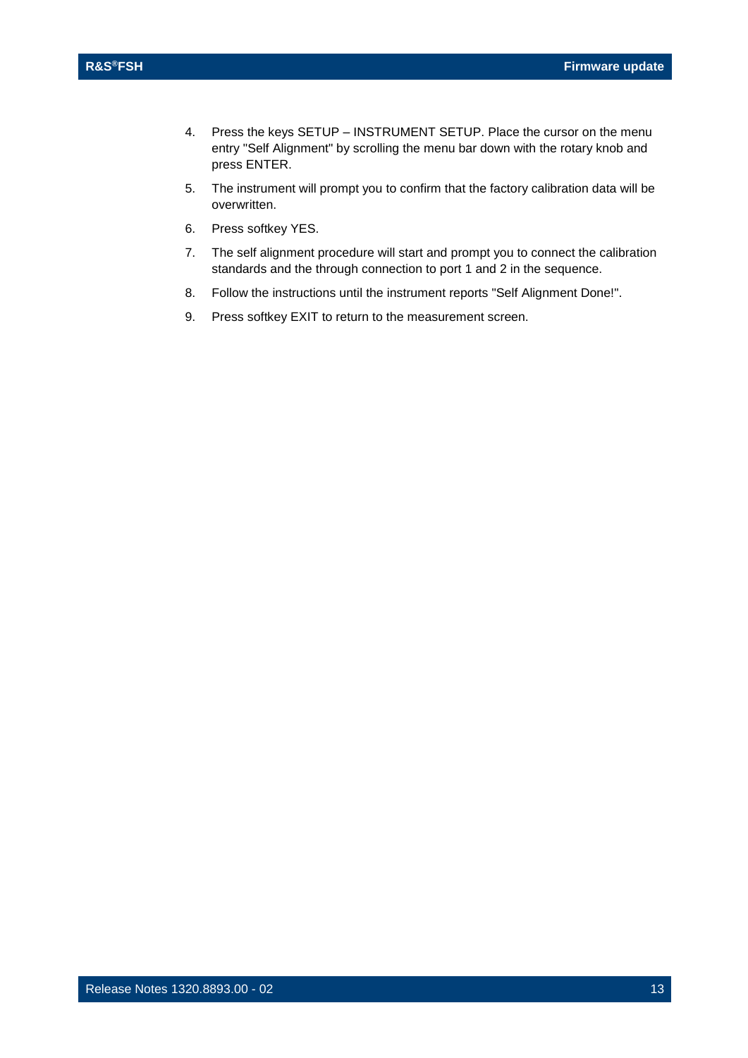4. Press the keys SETUP – INSTRUMENT SETUP. Place the cursor on the menu entry "Self Alignment" by scrolling the menu bar down with the rotary knob and press ENTER.
5. The instrument will prompt you to confirm that the factory calibration data will be overwritten.
6. Press softkey YES.
7. The self alignment procedure will start and prompt you to connect the calibration standards and the through connection to port 1 and 2 in the sequence.
8. Follow the instructions until the instrument reports "Self Alignment Done!".
9. Press softkey EXIT to return to the measurement screen.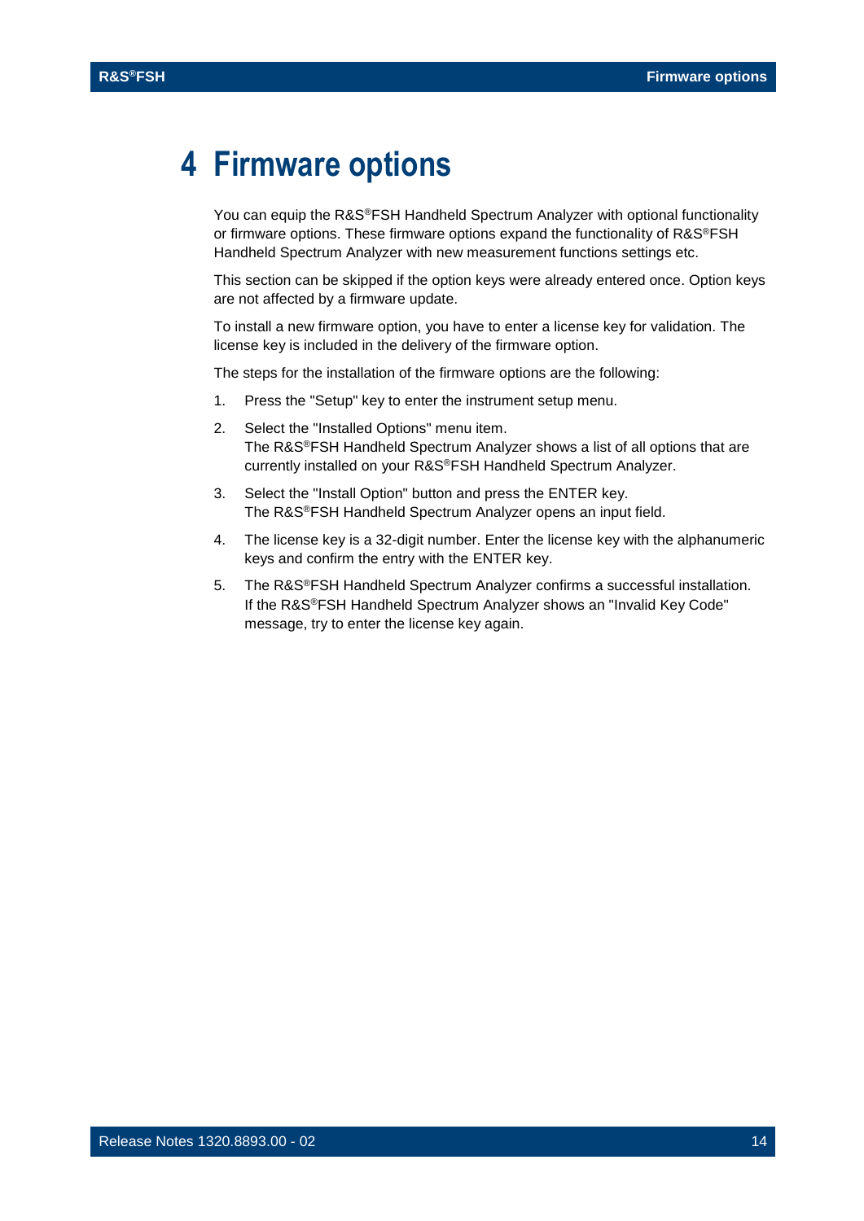# 4 Firmware options

You can equip the R&S®FSH Handheld Spectrum Analyzer with optional functionality or firmware options. These firmware options expand the functionality of R&S®FSH Handheld Spectrum Analyzer with new measurement functions settings etc.

This section can be skipped if the option keys were already entered once. Option keys are not affected by a firmware update.

To install a new firmware option, you have to enter a license key for validation. The license key is included in the delivery of the firmware option.

The steps for the installation of the firmware options are the following:

1. Press the "Setup" key to enter the instrument setup menu.
2. Select the "Installed Options" menu item.
   The R&S®FSH Handheld Spectrum Analyzer shows a list of all options that are currently installed on your R&S®FSH Handheld Spectrum Analyzer.
3. Select the "Install Option" button and press the ENTER key.
   The R&S®FSH Handheld Spectrum Analyzer opens an input field.
4. The license key is a 32-digit number. Enter the license key with the alphanumeric keys and confirm the entry with the ENTER key.
5. The R&S®FSH Handheld Spectrum Analyzer confirms a successful installation.
   If the R&S®FSH Handheld Spectrum Analyzer shows an "Invalid Key Code" message, try to enter the license key again.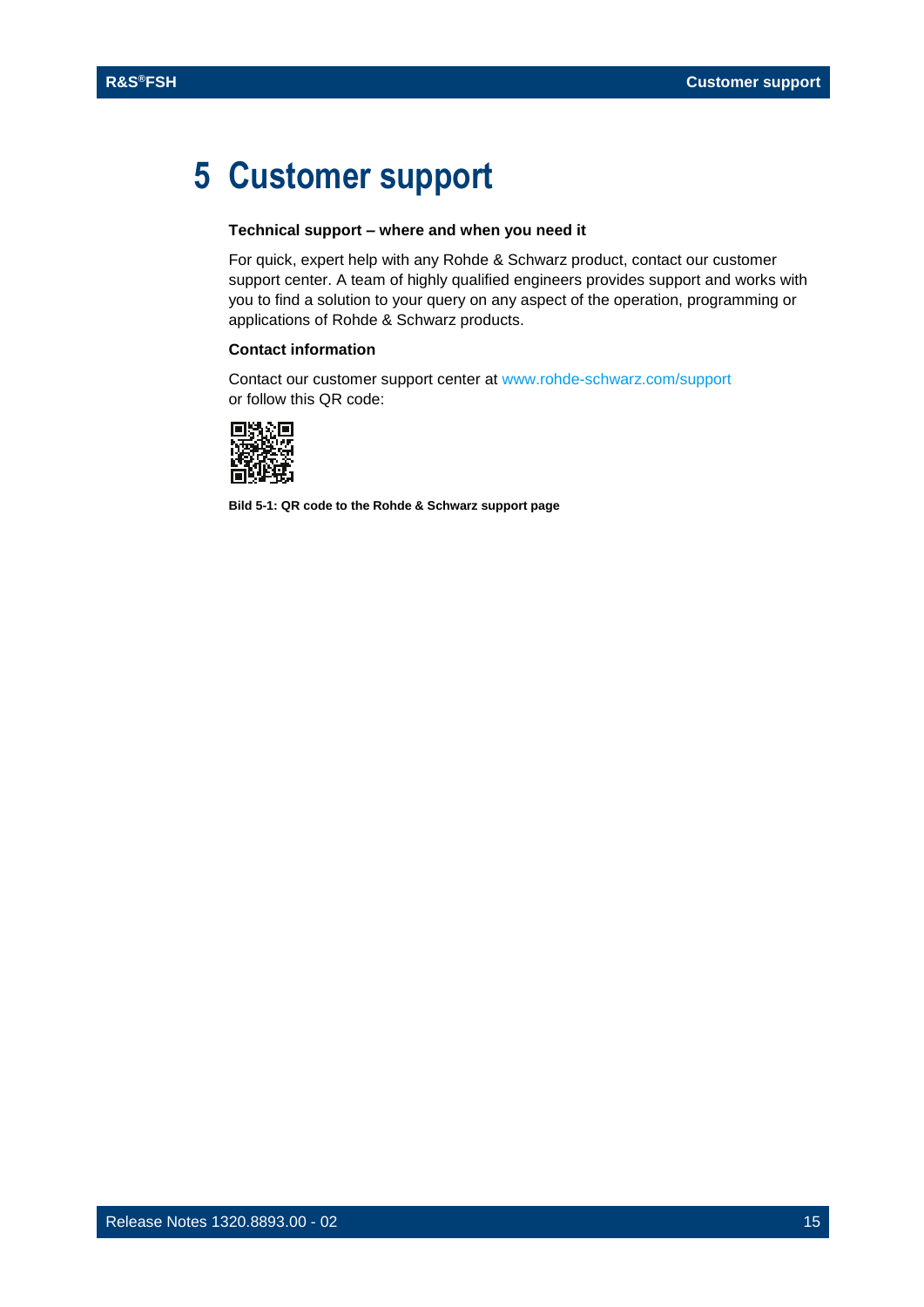# 5 Customer support

**Technical support – where and when you need it**

For quick, expert help with any Rohde & Schwarz product, contact our customer support center. A team of highly qualified engineers provides support and works with you to find a solution to your query on any aspect of the operation, programming or applications of Rohde & Schwarz products.

**Contact information**

Contact our customer support center at www.rohde-schwarz.com/support or follow this QR code:

**Bild 5-1: QR code to the Rohde & Schwarz support page**